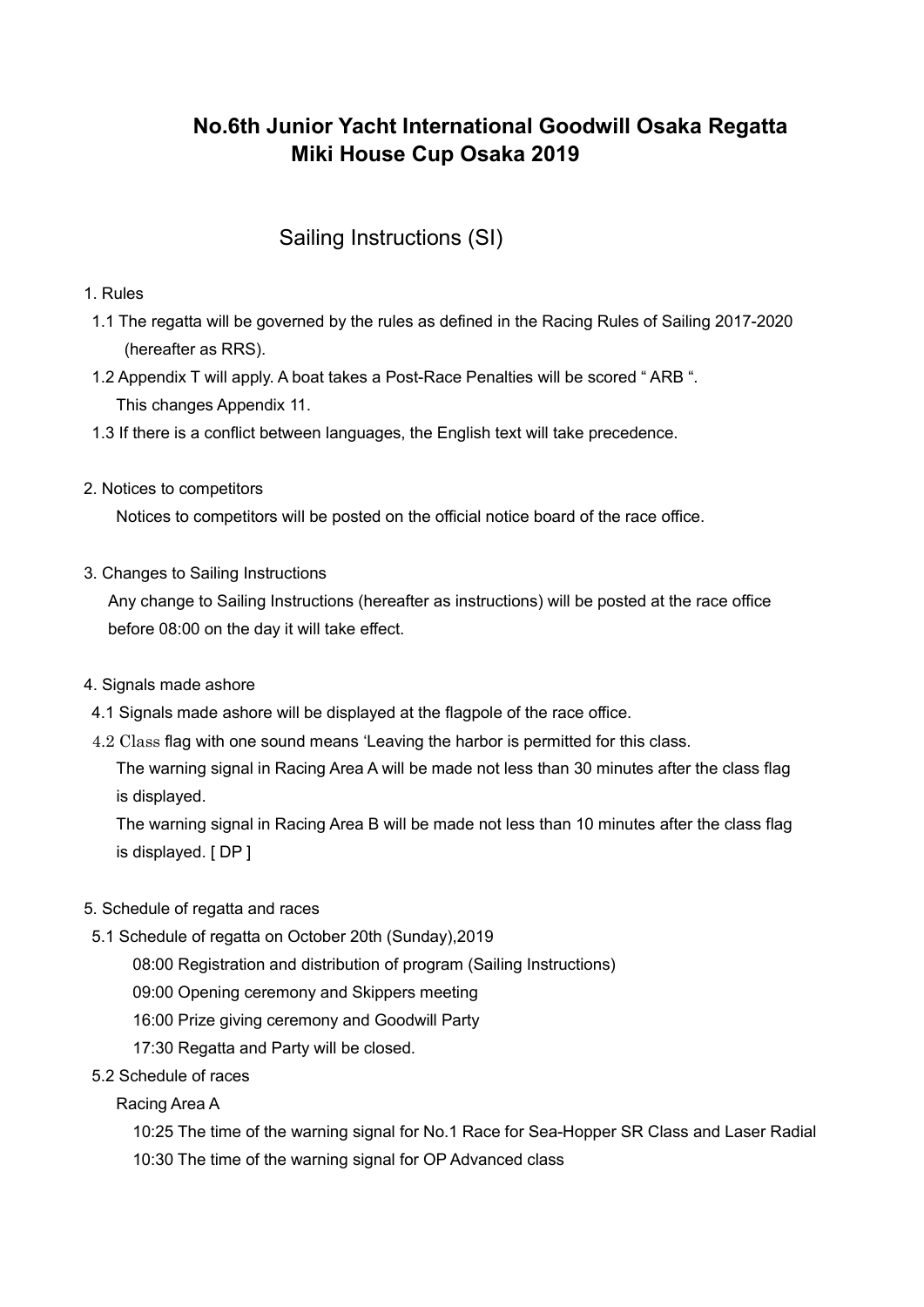# No.6th Junior Yacht International Goodwill Osaka Regatta
# Miki House Cup Osaka 2019

## Sailing Instructions (SI)

1. Rules
   - 1.1 The regatta will be governed by the rules as defined in the Racing Rules of Sailing 2017-2020 (hereafter as RRS).
   - 1.2 Appendix T will apply. A boat takes a Post-Race Penalties will be scored " ARB ". This changes Appendix 11.
   - 1.3 If there is a conflict between languages, the English text will take precedence.

2. Notices to competitors

   Notices to competitors will be posted on the official notice board of the race office.

3. Changes to Sailing Instructions

   Any change to Sailing Instructions (hereafter as instructions) will be posted at the race office before 08:00 on the day it will take effect.

4. Signals made ashore
   - 4.1 Signals made ashore will be displayed at the flagpole of the race office.
   - 4.2 Class flag with one sound means 'Leaving the harbor is permitted for this class.

     The warning signal in Racing Area A will be made not less than 30 minutes after the class flag is displayed.

     The warning signal in Racing Area B will be made not less than 10 minutes after the class flag is displayed. [ DP ]

5. Schedule of regatta and races
   - 5.1 Schedule of regatta on October 20th (Sunday),2019

     08:00 Registration and distribution of program (Sailing Instructions)

     09:00 Opening ceremony and Skippers meeting

     16:00 Prize giving ceremony and Goodwill Party

     17:30 Regatta and Party will be closed.
   - 5.2 Schedule of races

     Racing Area A

     10:25 The time of the warning signal for No.1 Race for Sea-Hopper SR Class and Laser Radial

     10:30 The time of the warning signal for OP Advanced class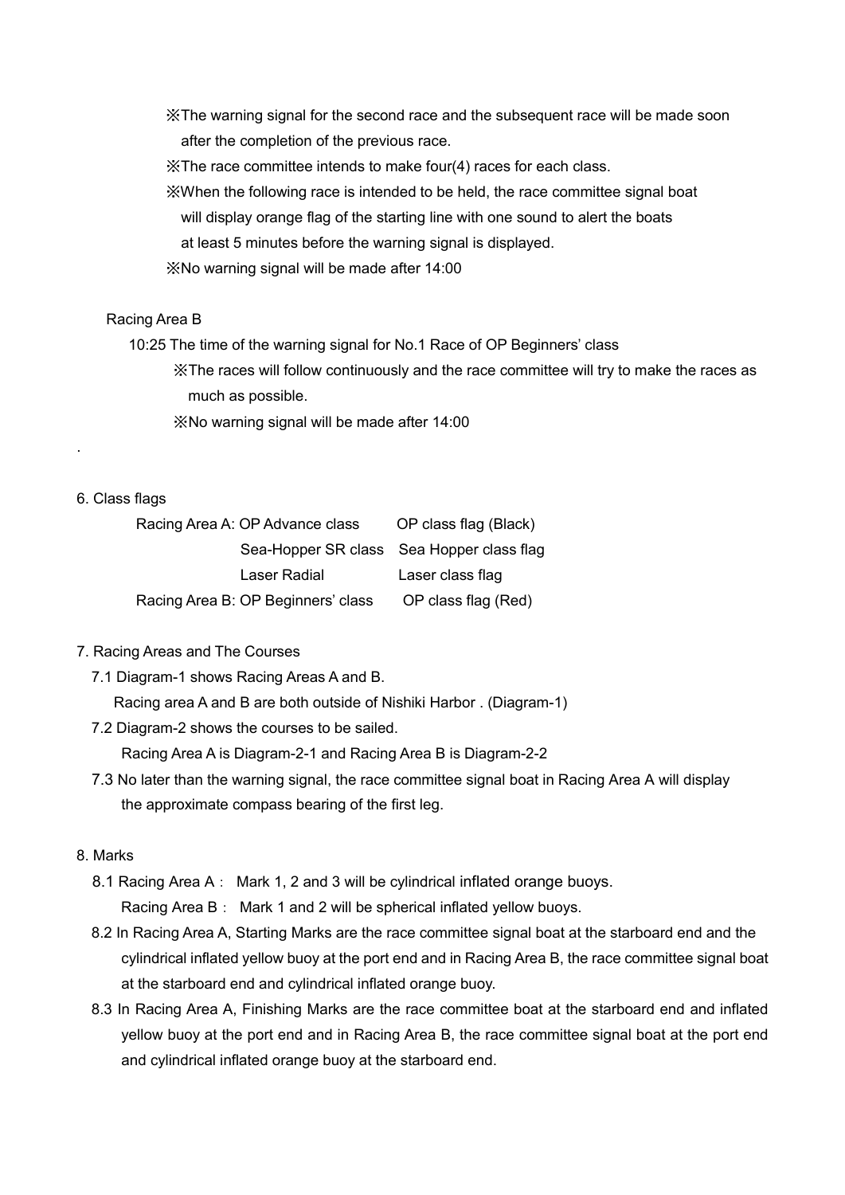※The warning signal for the second race and the subsequent race will be made soon after the completion of the previous race.

※The race committee intends to make four(4) races for each class.

※When the following race is intended to be held, the race committee signal boat will display orange flag of the starting line with one sound to alert the boats at least 5 minutes before the warning signal is displayed.

※No warning signal will be made after 14:00

Racing Area B

10:25 The time of the warning signal for No.1 Race of OP Beginners' class

※The races will follow continuously and the race committee will try to make the races as much as possible.

※No warning signal will be made after 14:00

.

6. Class flags

| | | |
|---|---|---|
| Racing Area A: | OP Advance class | OP class flag (Black) |
| | Sea-Hopper SR class | Sea Hopper class flag |
| | Laser Radial | Laser class flag |
| Racing Area B: | OP Beginners' class | OP class flag (Red) |

7. Racing Areas and The Courses

7.1 Diagram-1 shows Racing Areas A and B.
Racing area A and B are both outside of Nishiki Harbor . (Diagram-1)

7.2 Diagram-2 shows the courses to be sailed.
Racing Area A is Diagram-2-1 and Racing Area B is Diagram-2-2

7.3 No later than the warning signal, the race committee signal boat in Racing Area A will display the approximate compass bearing of the first leg.

8. Marks

8.1 Racing Area A： Mark 1, 2 and 3 will be cylindrical inflated orange buoys.
Racing Area B： Mark 1 and 2 will be spherical inflated yellow buoys.

8.2 In Racing Area A, Starting Marks are the race committee signal boat at the starboard end and the cylindrical inflated yellow buoy at the port end and in Racing Area B, the race committee signal boat at the starboard end and cylindrical inflated orange buoy.

8.3 In Racing Area A, Finishing Marks are the race committee boat at the starboard end and inflated yellow buoy at the port end and in Racing Area B, the race committee signal boat at the port end and cylindrical inflated orange buoy at the starboard end.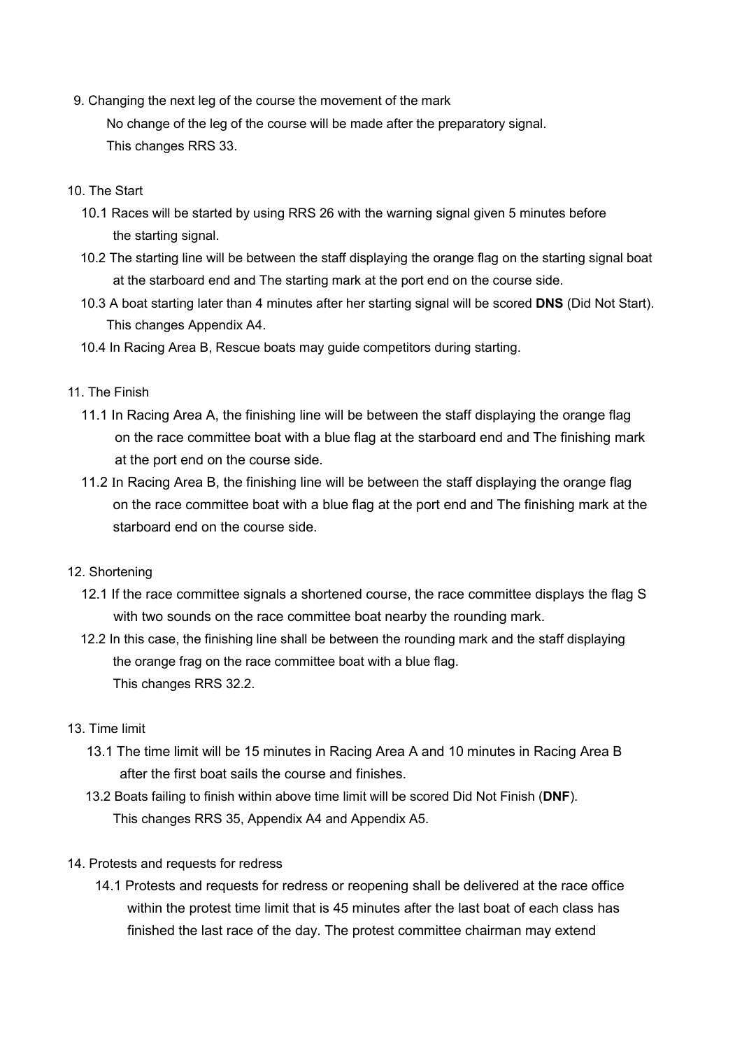9. Changing the next leg of the course the movement of the mark

   No change of the leg of the course will be made after the preparatory signal.
   This changes RRS 33.

10. The Start

   10.1 Races will be started by using RRS 26 with the warning signal given 5 minutes before the starting signal.

   10.2 The starting line will be between the staff displaying the orange flag on the starting signal boat at the starboard end and The starting mark at the port end on the course side.

   10.3 A boat starting later than 4 minutes after her starting signal will be scored **DNS** (Did Not Start). This changes Appendix A4.

   10.4 In Racing Area B, Rescue boats may guide competitors during starting.

11. The Finish

   11.1 In Racing Area A, the finishing line will be between the staff displaying the orange flag on the race committee boat with a blue flag at the starboard end and The finishing mark at the port end on the course side.

   11.2 In Racing Area B, the finishing line will be between the staff displaying the orange flag on the race committee boat with a blue flag at the port end and The finishing mark at the starboard end on the course side.

12. Shortening

   12.1 If the race committee signals a shortened course, the race committee displays the flag S with two sounds on the race committee boat nearby the rounding mark.

   12.2 In this case, the finishing line shall be between the rounding mark and the staff displaying the orange frag on the race committee boat with a blue flag.
   This changes RRS 32.2.

13. Time limit

   13.1 The time limit will be 15 minutes in Racing Area A and 10 minutes in Racing Area B after the first boat sails the course and finishes.

   13.2 Boats failing to finish within above time limit will be scored Did Not Finish (**DNF**).
   This changes RRS 35, Appendix A4 and Appendix A5.

14. Protests and requests for redress

   14.1 Protests and requests for redress or reopening shall be delivered at the race office within the protest time limit that is 45 minutes after the last boat of each class has finished the last race of the day. The protest committee chairman may extend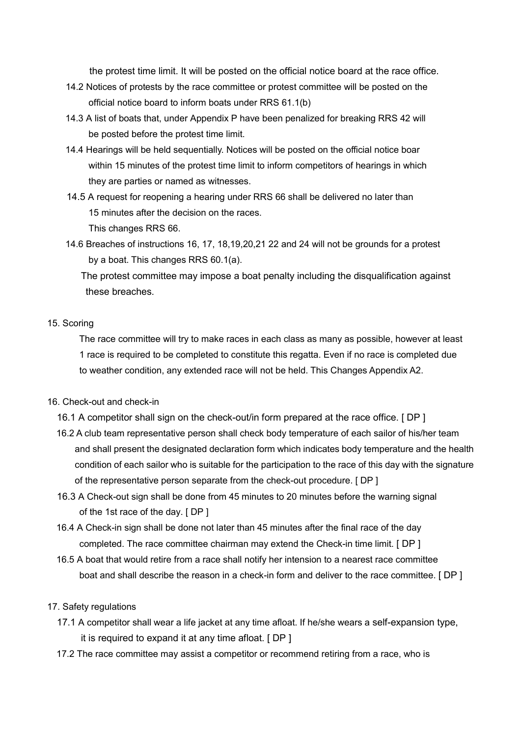the protest time limit. It will be posted on the official notice board at the race office.

14.2 Notices of protests by the race committee or protest committee will be posted on the official notice board to inform boats under RRS 61.1(b)

14.3 A list of boats that, under Appendix P have been penalized for breaking RRS 42 will be posted before the protest time limit.

14.4 Hearings will be held sequentially. Notices will be posted on the official notice boar within 15 minutes of the protest time limit to inform competitors of hearings in which they are parties or named as witnesses.

14.5 A request for reopening a hearing under RRS 66 shall be delivered no later than 15 minutes after the decision on the races.
This changes RRS 66.

14.6 Breaches of instructions 16, 17, 18,19,20,21 22 and 24 will not be grounds for a protest by a boat. This changes RRS 60.1(a).
The protest committee may impose a boat penalty including the disqualification against these breaches.

15. Scoring

The race committee will try to make races in each class as many as possible, however at least 1 race is required to be completed to constitute this regatta. Even if no race is completed due to weather condition, any extended race will not be held. This Changes Appendix A2.

16. Check-out and check-in

16.1 A competitor shall sign on the check-out/in form prepared at the race office. [ DP ]

16.2 A club team representative person shall check body temperature of each sailor of his/her team and shall present the designated declaration form which indicates body temperature and the health condition of each sailor who is suitable for the participation to the race of this day with the signature of the representative person separate from the check-out procedure. [ DP ]

16.3 A Check-out sign shall be done from 45 minutes to 20 minutes before the warning signal of the 1st race of the day. [ DP ]

16.4 A Check-in sign shall be done not later than 45 minutes after the final race of the day completed. The race committee chairman may extend the Check-in time limit. [ DP ]

16.5 A boat that would retire from a race shall notify her intension to a nearest race committee boat and shall describe the reason in a check-in form and deliver to the race committee. [ DP ]

17. Safety regulations

17.1 A competitor shall wear a life jacket at any time afloat. If he/she wears a self-expansion type, it is required to expand it at any time afloat. [ DP ]

17.2 The race committee may assist a competitor or recommend retiring from a race, who is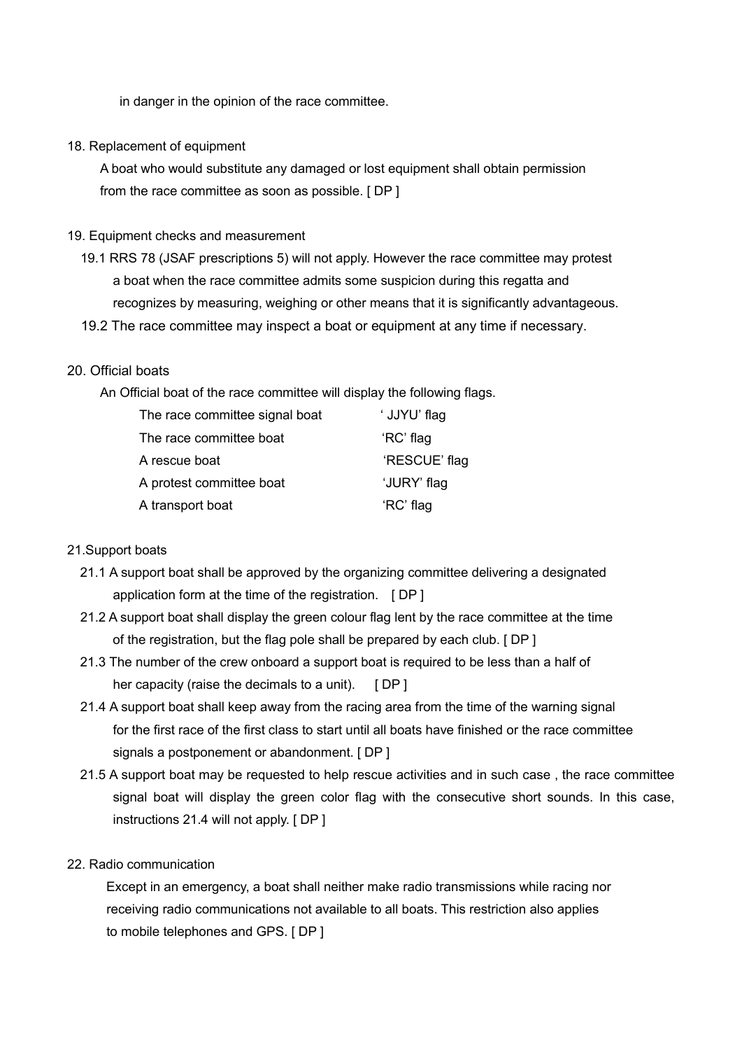in danger in the opinion of the race committee.

## 18. Replacement of equipment

A boat who would substitute any damaged or lost equipment shall obtain permission from the race committee as soon as possible. [ DP ]

## 19. Equipment checks and measurement

19.1 RRS 78 (JSAF prescriptions 5) will not apply. However the race committee may protest a boat when the race committee admits some suspicion during this regatta and recognizes by measuring, weighing or other means that it is significantly advantageous.

19.2 The race committee may inspect a boat or equipment at any time if necessary.

## 20. Official boats

An Official boat of the race committee will display the following flags.

| | |
|---|---|
| The race committee signal boat | ' JJYU' flag |
| The race committee boat | 'RC' flag |
| A rescue boat | 'RESCUE' flag |
| A protest committee boat | 'JURY' flag |
| A transport boat | 'RC' flag |

## 21.Support boats

21.1 A support boat shall be approved by the organizing committee delivering a designated application form at the time of the registration. [ DP ]

21.2 A support boat shall display the green colour flag lent by the race committee at the time of the registration, but the flag pole shall be prepared by each club. [ DP ]

21.3 The number of the crew onboard a support boat is required to be less than a half of her capacity (raise the decimals to a unit). [ DP ]

21.4 A support boat shall keep away from the racing area from the time of the warning signal for the first race of the first class to start until all boats have finished or the race committee signals a postponement or abandonment. [ DP ]

21.5 A support boat may be requested to help rescue activities and in such case , the race committee signal boat will display the green color flag with the consecutive short sounds. In this case, instructions 21.4 will not apply. [ DP ]

## 22. Radio communication

Except in an emergency, a boat shall neither make radio transmissions while racing nor receiving radio communications not available to all boats. This restriction also applies to mobile telephones and GPS. [ DP ]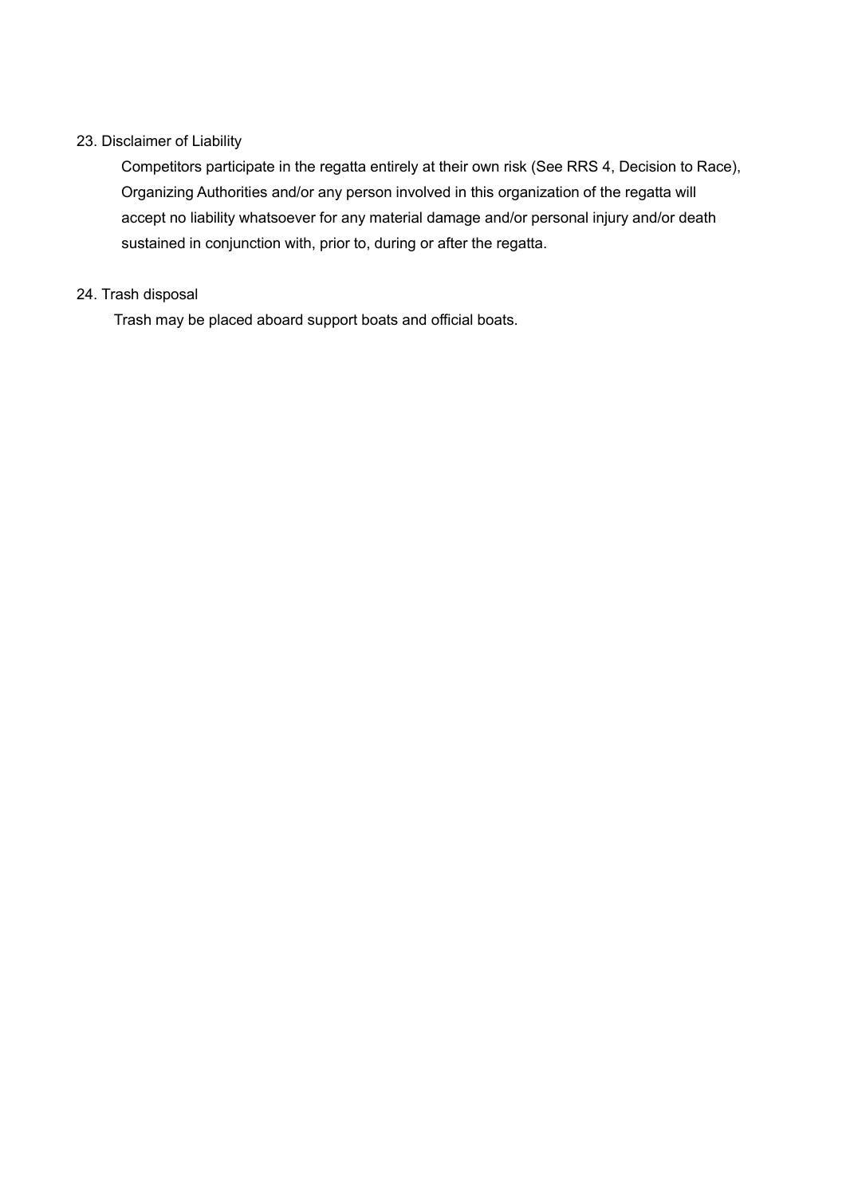23. Disclaimer of Liability

Competitors participate in the regatta entirely at their own risk (See RRS 4, Decision to Race), Organizing Authorities and/or any person involved in this organization of the regatta will accept no liability whatsoever for any material damage and/or personal injury and/or death sustained in conjunction with, prior to, during or after the regatta.

24. Trash disposal

Trash may be placed aboard support boats and official boats.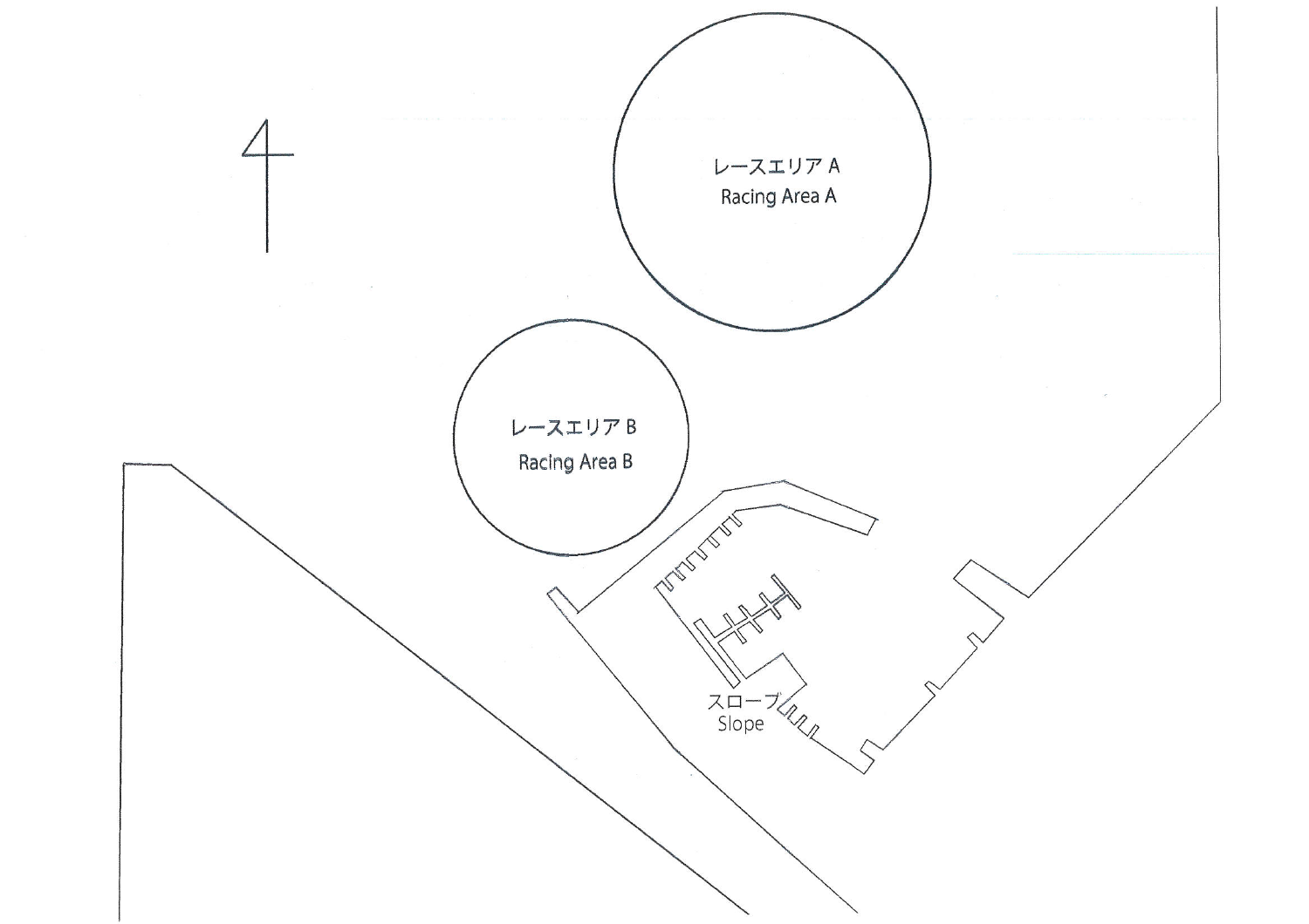レースエリア A
Racing Area A

レースエリア B
Racing Area B

スロープ
Slope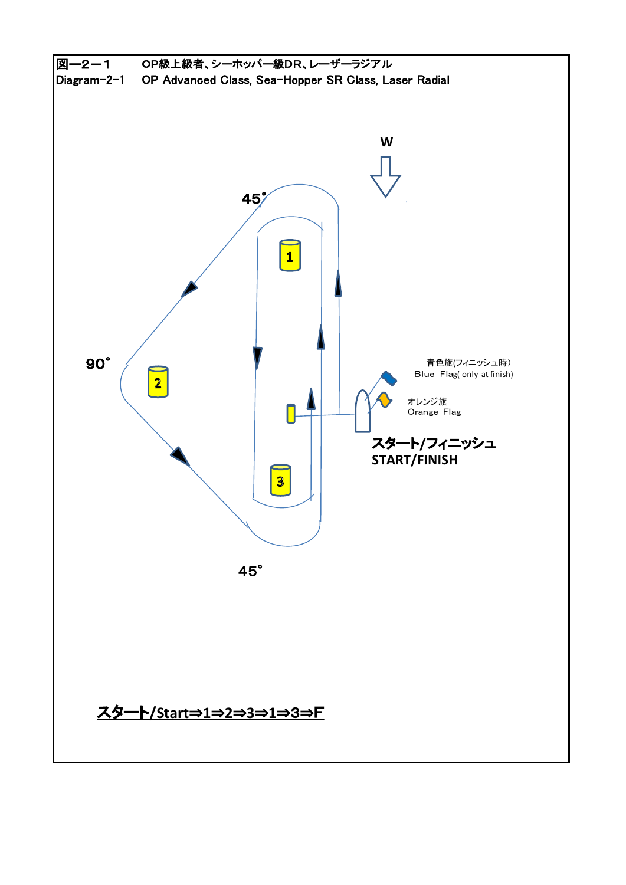図―2－1　　OP級上級者、シーホッパー級DR、レーザーラジアル

Diagram-2-1　OP Advanced Class, Sea-Hopper SR Class, Laser Radial

W

45°

1

90°

2

青色旗(フィニッシュ時）
Blue Flag( only at finish)

オレンジ旗
Orange Flag

**スタート/フィニッシュ**
**START/FINISH**

3

45°

**スタート/Start⇒1⇒2⇒3⇒1⇒3⇒F**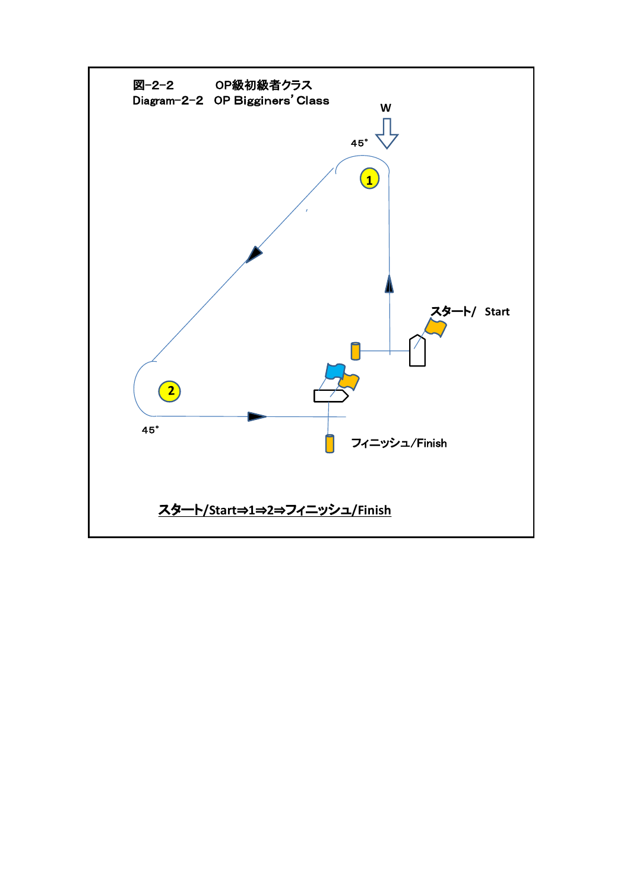図-2-2　　　OP級初級者クラス

Diagram-2-2　OP Bigginers' Class

W

45°

1

スタート/　Start

2

45°

フィニッシュ/Finish

スタート/Start⇒1⇒2⇒フィニッシュ/Finish